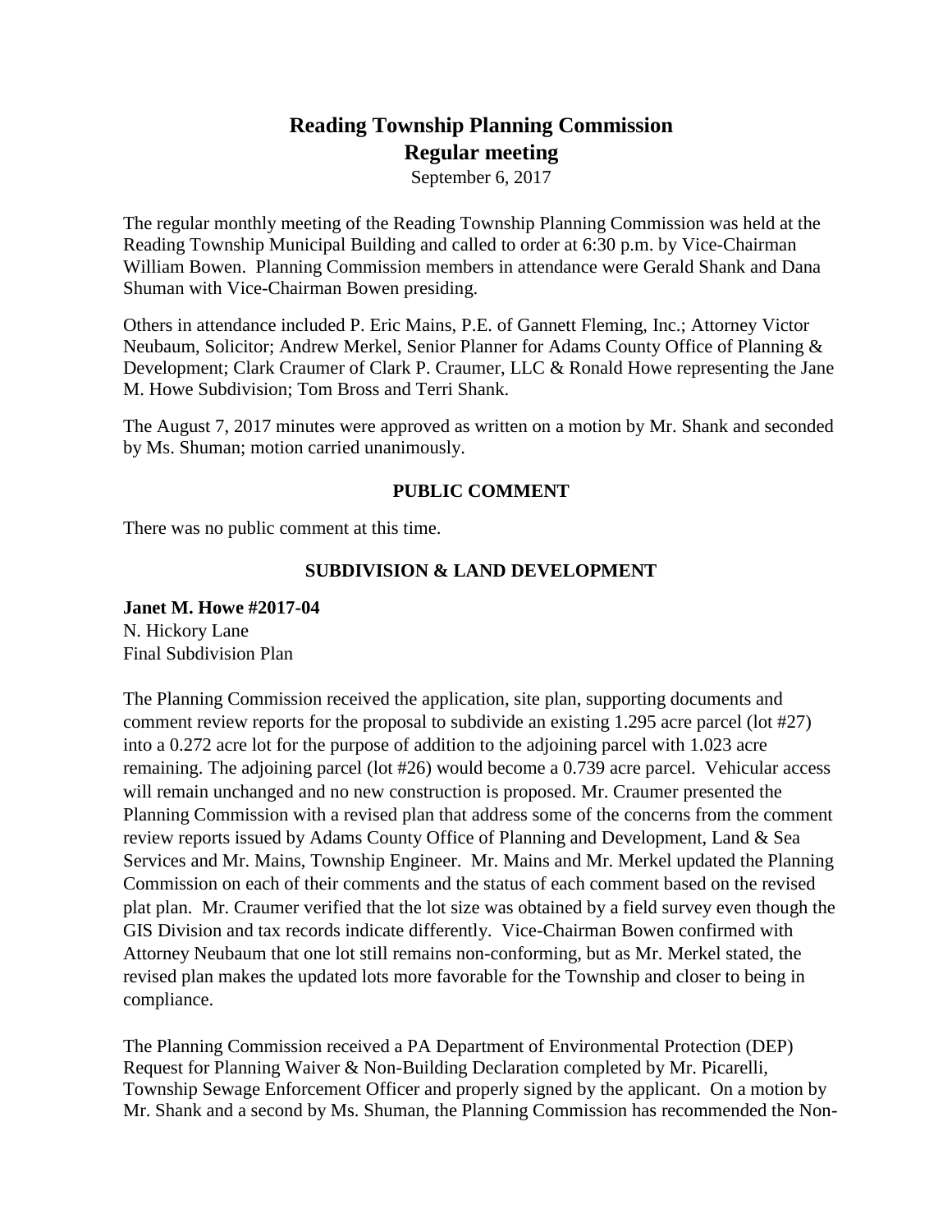# Reading Township Planning Commission
## Regular meeting

September 6, 2017

The regular monthly meeting of the Reading Township Planning Commission was held at the Reading Township Municipal Building and called to order at 6:30 p.m. by Vice-Chairman William Bowen. Planning Commission members in attendance were Gerald Shank and Dana Shuman with Vice-Chairman Bowen presiding.

Others in attendance included P. Eric Mains, P.E. of Gannett Fleming, Inc.; Attorney Victor Neubaum, Solicitor; Andrew Merkel, Senior Planner for Adams County Office of Planning & Development; Clark Craumer of Clark P. Craumer, LLC & Ronald Howe representing the Jane M. Howe Subdivision; Tom Bross and Terri Shank.

The August 7, 2017 minutes were approved as written on a motion by Mr. Shank and seconded by Ms. Shuman; motion carried unanimously.

### PUBLIC COMMENT

There was no public comment at this time.

### SUBDIVISION & LAND DEVELOPMENT

**Janet M. Howe #2017-04**
N. Hickory Lane
Final Subdivision Plan

The Planning Commission received the application, site plan, supporting documents and comment review reports for the proposal to subdivide an existing 1.295 acre parcel (lot #27) into a 0.272 acre lot for the purpose of addition to the adjoining parcel with 1.023 acre remaining. The adjoining parcel (lot #26) would become a 0.739 acre parcel. Vehicular access will remain unchanged and no new construction is proposed. Mr. Craumer presented the Planning Commission with a revised plan that address some of the concerns from the comment review reports issued by Adams County Office of Planning and Development, Land & Sea Services and Mr. Mains, Township Engineer. Mr. Mains and Mr. Merkel updated the Planning Commission on each of their comments and the status of each comment based on the revised plat plan. Mr. Craumer verified that the lot size was obtained by a field survey even though the GIS Division and tax records indicate differently. Vice-Chairman Bowen confirmed with Attorney Neubaum that one lot still remains non-conforming, but as Mr. Merkel stated, the revised plan makes the updated lots more favorable for the Township and closer to being in compliance.

The Planning Commission received a PA Department of Environmental Protection (DEP) Request for Planning Waiver & Non-Building Declaration completed by Mr. Picarelli, Township Sewage Enforcement Officer and properly signed by the applicant. On a motion by Mr. Shank and a second by Ms. Shuman, the Planning Commission has recommended the Non-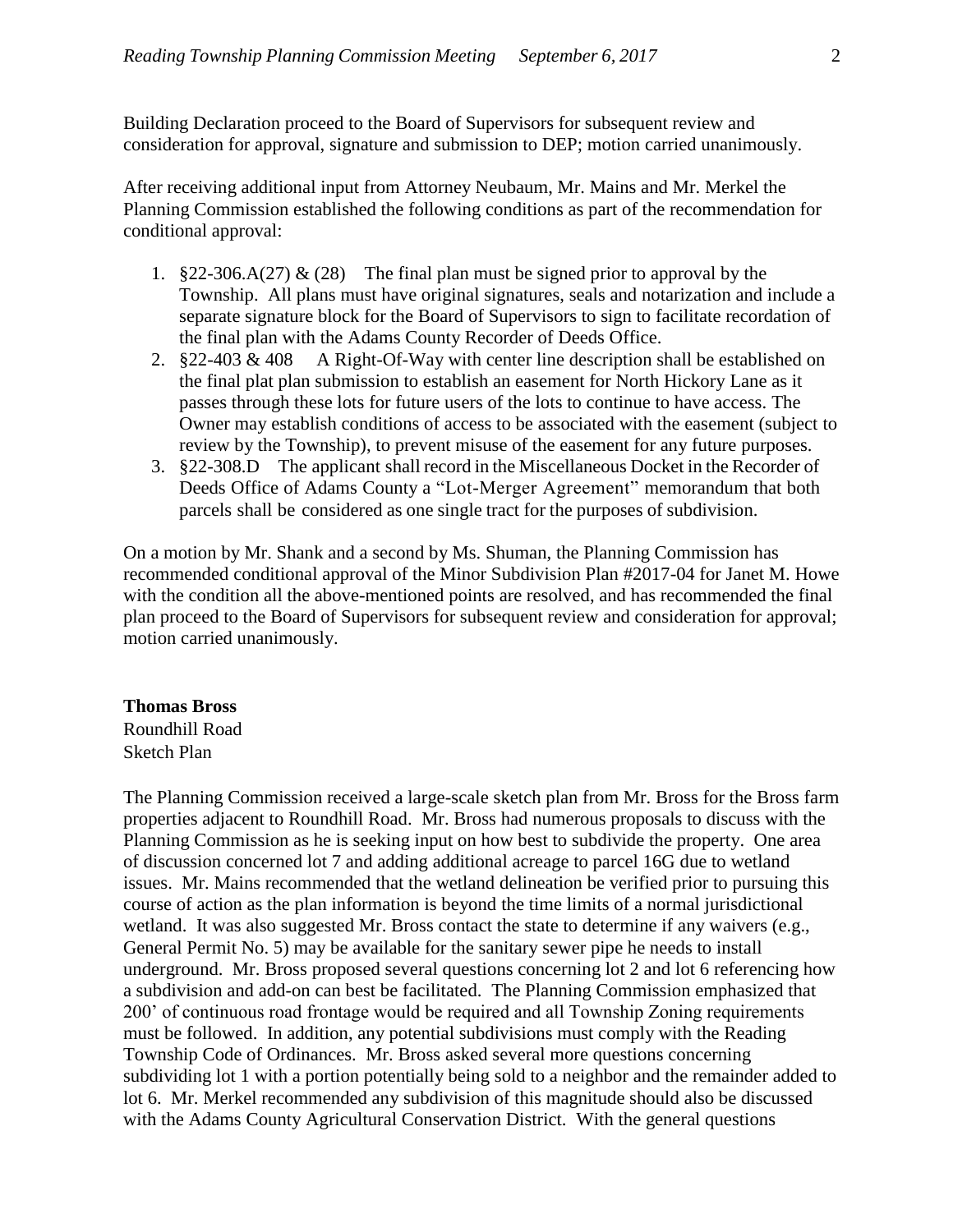Building Declaration proceed to the Board of Supervisors for subsequent review and consideration for approval, signature and submission to DEP; motion carried unanimously.

After receiving additional input from Attorney Neubaum, Mr. Mains and Mr. Merkel the Planning Commission established the following conditions as part of the recommendation for conditional approval:

1. §22-306.A(27) & (28) The final plan must be signed prior to approval by the Township. All plans must have original signatures, seals and notarization and include a separate signature block for the Board of Supervisors to sign to facilitate recordation of the final plan with the Adams County Recorder of Deeds Office.
2. §22-403 & 408 A Right-Of-Way with center line description shall be established on the final plat plan submission to establish an easement for North Hickory Lane as it passes through these lots for future users of the lots to continue to have access. The Owner may establish conditions of access to be associated with the easement (subject to review by the Township), to prevent misuse of the easement for any future purposes.
3. §22-308.D The applicant shall record in the Miscellaneous Docket in the Recorder of Deeds Office of Adams County a "Lot-Merger Agreement" memorandum that both parcels shall be considered as one single tract for the purposes of subdivision.

On a motion by Mr. Shank and a second by Ms. Shuman, the Planning Commission has recommended conditional approval of the Minor Subdivision Plan #2017-04 for Janet M. Howe with the condition all the above-mentioned points are resolved, and has recommended the final plan proceed to the Board of Supervisors for subsequent review and consideration for approval; motion carried unanimously.

**Thomas Bross**
Roundhill Road
Sketch Plan

The Planning Commission received a large-scale sketch plan from Mr. Bross for the Bross farm properties adjacent to Roundhill Road. Mr. Bross had numerous proposals to discuss with the Planning Commission as he is seeking input on how best to subdivide the property. One area of discussion concerned lot 7 and adding additional acreage to parcel 16G due to wetland issues. Mr. Mains recommended that the wetland delineation be verified prior to pursuing this course of action as the plan information is beyond the time limits of a normal jurisdictional wetland. It was also suggested Mr. Bross contact the state to determine if any waivers (e.g., General Permit No. 5) may be available for the sanitary sewer pipe he needs to install underground. Mr. Bross proposed several questions concerning lot 2 and lot 6 referencing how a subdivision and add-on can best be facilitated. The Planning Commission emphasized that 200' of continuous road frontage would be required and all Township Zoning requirements must be followed. In addition, any potential subdivisions must comply with the Reading Township Code of Ordinances. Mr. Bross asked several more questions concerning subdividing lot 1 with a portion potentially being sold to a neighbor and the remainder added to lot 6. Mr. Merkel recommended any subdivision of this magnitude should also be discussed with the Adams County Agricultural Conservation District. With the general questions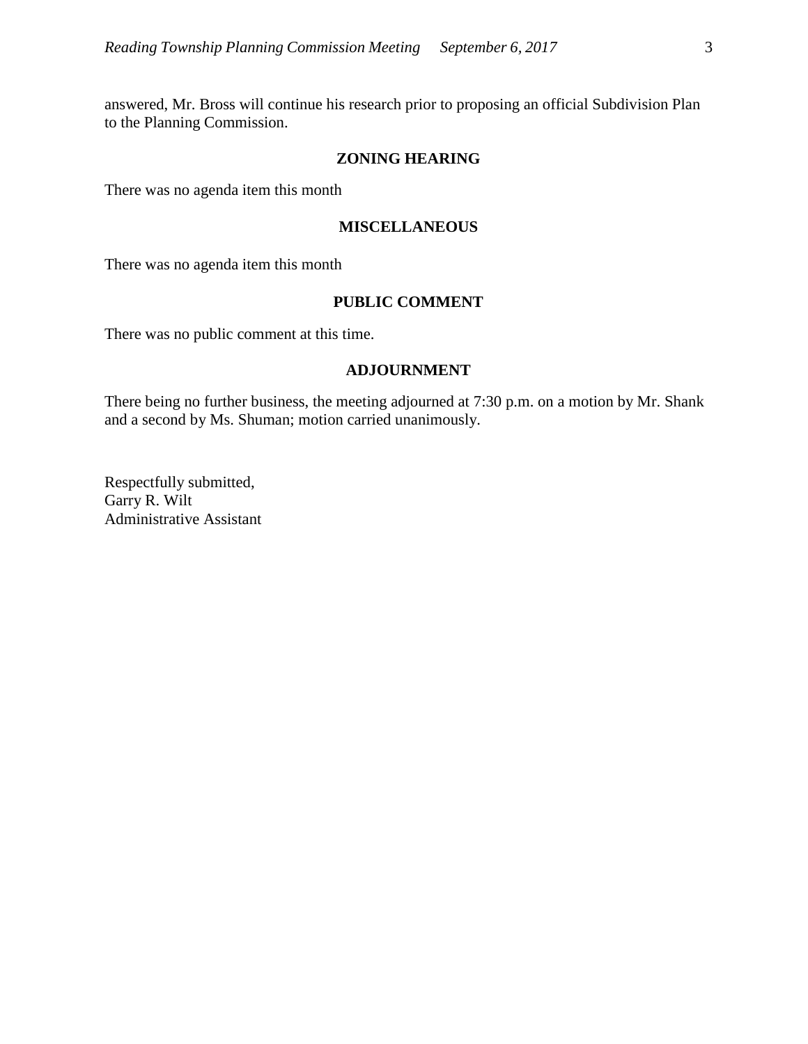answered, Mr. Bross will continue his research prior to proposing an official Subdivision Plan to the Planning Commission.

## ZONING HEARING

There was no agenda item this month

## MISCELLANEOUS

There was no agenda item this month

## PUBLIC COMMENT

There was no public comment at this time.

## ADJOURNMENT

There being no further business, the meeting adjourned at 7:30 p.m. on a motion by Mr. Shank and a second by Ms. Shuman; motion carried unanimously.

Respectfully submitted,
Garry R. Wilt
Administrative Assistant